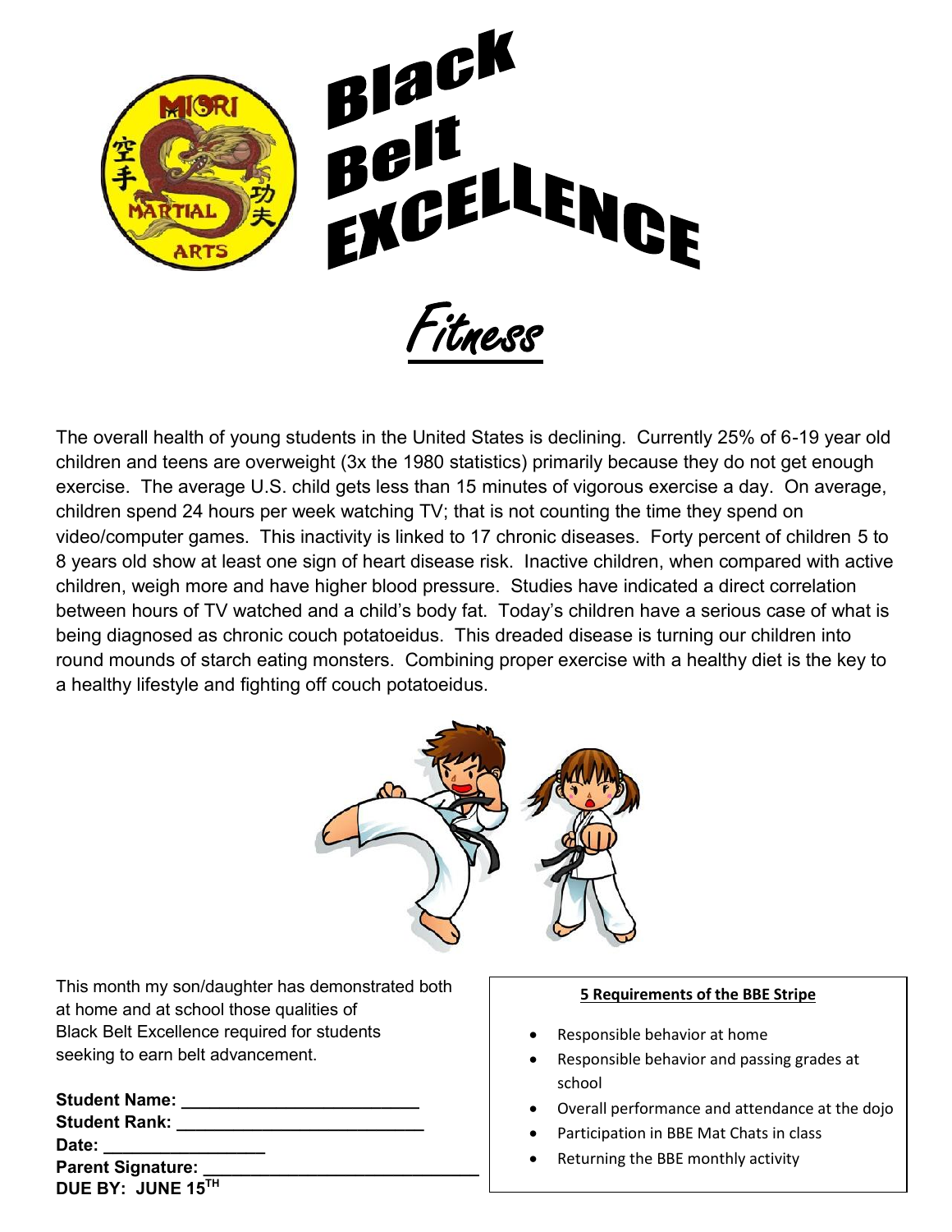# Black Belt EXCELLENCE

## Fitness

The overall health of young students in the United States is declining. Currently 25% of 6-19 year old children and teens are overweight (3x the 1980 statistics) primarily because they do not get enough exercise. The average U.S. child gets less than 15 minutes of vigorous exercise a day. On average, children spend 24 hours per week watching TV; that is not counting the time they spend on video/computer games. This inactivity is linked to 17 chronic diseases. Forty percent of children 5 to 8 years old show at least one sign of heart disease risk. Inactive children, when compared with active children, weigh more and have higher blood pressure. Studies have indicated a direct correlation between hours of TV watched and a child's body fat. Today's children have a serious case of what is being diagnosed as chronic couch potatoeidus. This dreaded disease is turning our children into round mounds of starch eating monsters. Combining proper exercise with a healthy diet is the key to a healthy lifestyle and fighting off couch potatoeidus.

This month my son/daughter has demonstrated both at home and at school those qualities of Black Belt Excellence required for students seeking to earn belt advancement.

**Student Name:** ________________________

**Student Rank:** _________________________

**Date:** ________________

**Parent Signature:** ____________________________

**DUE BY: JUNE 15TH**

**5 Requirements of the BBE Stripe**

- Responsible behavior at home
- Responsible behavior and passing grades at school
- Overall performance and attendance at the dojo
- Participation in BBE Mat Chats in class
- Returning the BBE monthly activity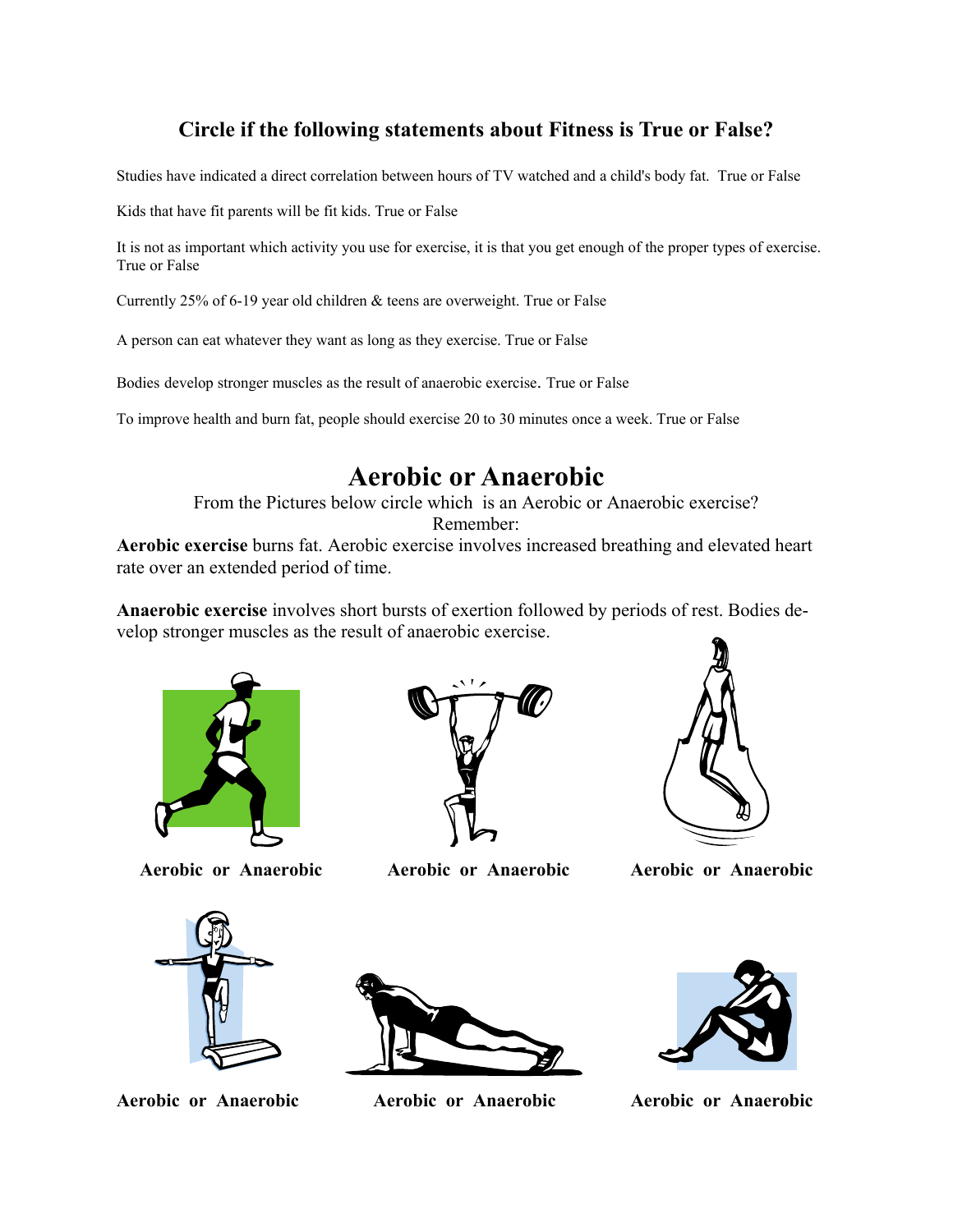## Circle if the following statements about Fitness is True or False?

Studies have indicated a direct correlation between hours of TV watched and a child's body fat. True or False

Kids that have fit parents will be fit kids. True or False

It is not as important which activity you use for exercise, it is that you get enough of the proper types of exercise. True or False

Currently 25% of 6-19 year old children & teens are overweight. True or False

A person can eat whatever they want as long as they exercise. True or False

Bodies develop stronger muscles as the result of anaerobic exercise. True or False

To improve health and burn fat, people should exercise 20 to 30 minutes once a week. True or False

# Aerobic or Anaerobic

From the Pictures below circle which is an Aerobic or Anaerobic exercise?

Remember:

**Aerobic exercise** burns fat. Aerobic exercise involves increased breathing and elevated heart rate over an extended period of time.

**Anaerobic exercise** involves short bursts of exertion followed by periods of rest. Bodies develop stronger muscles as the result of anaerobic exercise.

**Aerobic or Anaerobic** **Aerobic or Anaerobic** **Aerobic or Anaerobic**

**Aerobic or Anaerobic** **Aerobic or Anaerobic** **Aerobic or Anaerobic**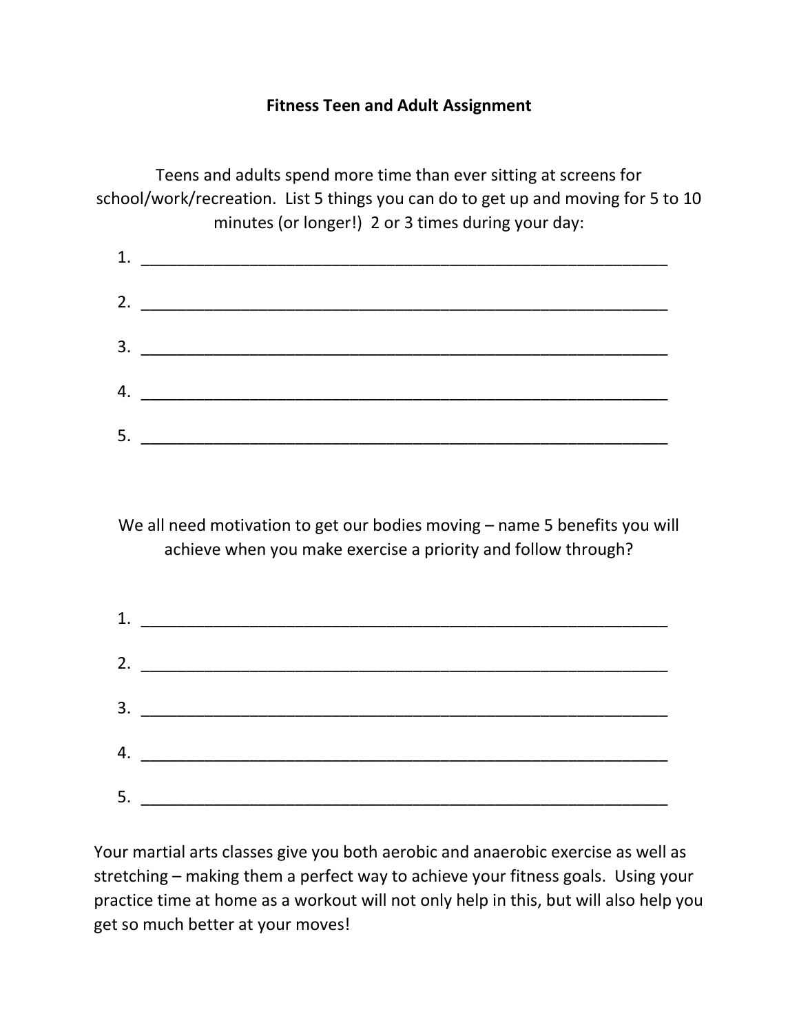# Fitness Teen and Adult Assignment

Teens and adults spend more time than ever sitting at screens for school/work/recreation. List 5 things you can do to get up and moving for 5 to 10 minutes (or longer!) 2 or 3 times during your day:

1. ____________________________________________________________
2. ____________________________________________________________
3. ____________________________________________________________
4. ____________________________________________________________
5. ____________________________________________________________

We all need motivation to get our bodies moving – name 5 benefits you will achieve when you make exercise a priority and follow through?

1. ____________________________________________________________
2. ____________________________________________________________
3. ____________________________________________________________
4. ____________________________________________________________
5. ____________________________________________________________

Your martial arts classes give you both aerobic and anaerobic exercise as well as stretching – making them a perfect way to achieve your fitness goals. Using your practice time at home as a workout will not only help in this, but will also help you get so much better at your moves!